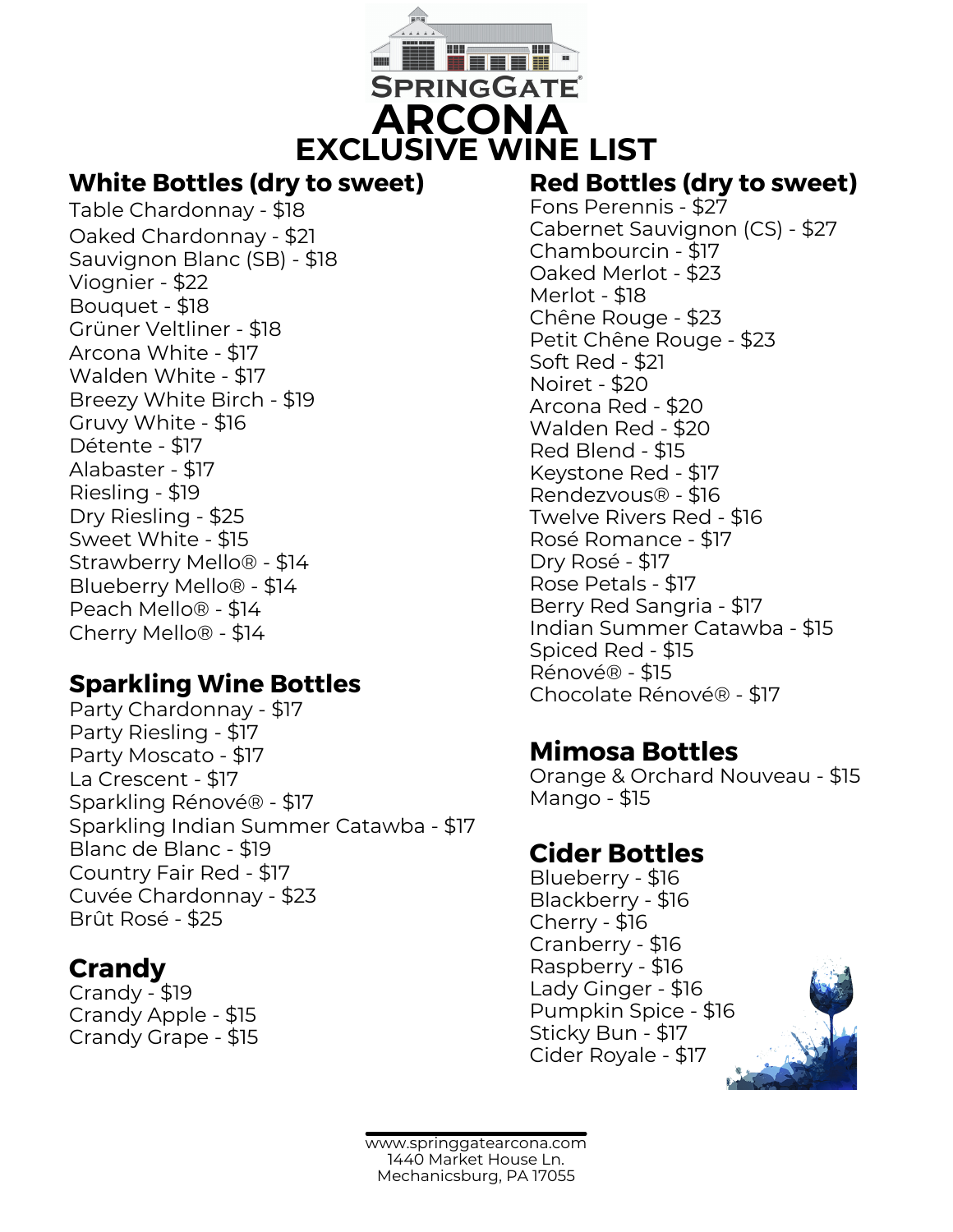SpringGate

# ARCONA

## EXCLUSIVE WINE LIST

### White Bottles (dry to sweet)

Table Chardonnay - $18
Oaked Chardonnay - $21
Sauvignon Blanc (SB) - $18
Viognier - $22
Bouquet - $18
Grüner Veltliner - $18
Arcona White - $17
Walden White - $17
Breezy White Birch - $19
Gruvy White - $16
Détente - $17
Alabaster - $17
Riesling - $19
Dry Riesling - $25
Sweet White - $15
Strawberry Mello® - $14
Blueberry Mello® - $14
Peach Mello® - $14
Cherry Mello® - $14

### Sparkling Wine Bottles

Party Chardonnay - $17
Party Riesling - $17
Party Moscato - $17
La Crescent - $17
Sparkling Rénové® - $17
Sparkling Indian Summer Catawba - $17
Blanc de Blanc - $19
Country Fair Red - $17
Cuvée Chardonnay - $23
Brût Rosé - $25

### Crandy

Crandy - $19
Crandy Apple - $15
Crandy Grape - $15

### Red Bottles (dry to sweet)

Fons Perennis - $27
Cabernet Sauvignon (CS) - $27
Chambourcin - $17
Oaked Merlot - $23
Merlot - $18
Chêne Rouge - $23
Petit Chêne Rouge - $23
Soft Red - $21
Noiret - $20
Arcona Red - $20
Walden Red - $20
Red Blend - $15
Keystone Red - $17
Rendezvous® - $16
Twelve Rivers Red - $16
Rosé Romance - $17
Dry Rosé - $17
Rose Petals - $17
Berry Red Sangria - $17
Indian Summer Catawba - $15
Spiced Red - $15
Rénové® - $15
Chocolate Rénové® - $17

### Mimosa Bottles

Orange & Orchard Nouveau - $15
Mango - $15

### Cider Bottles

Blueberry - $16
Blackberry - $16
Cherry - $16
Cranberry - $16
Raspberry - $16
Lady Ginger - $16
Pumpkin Spice - $16
Sticky Bun - $17
Cider Royale - $17

www.springgatearcona.com
1440 Market House Ln.
Mechanicsburg, PA 17055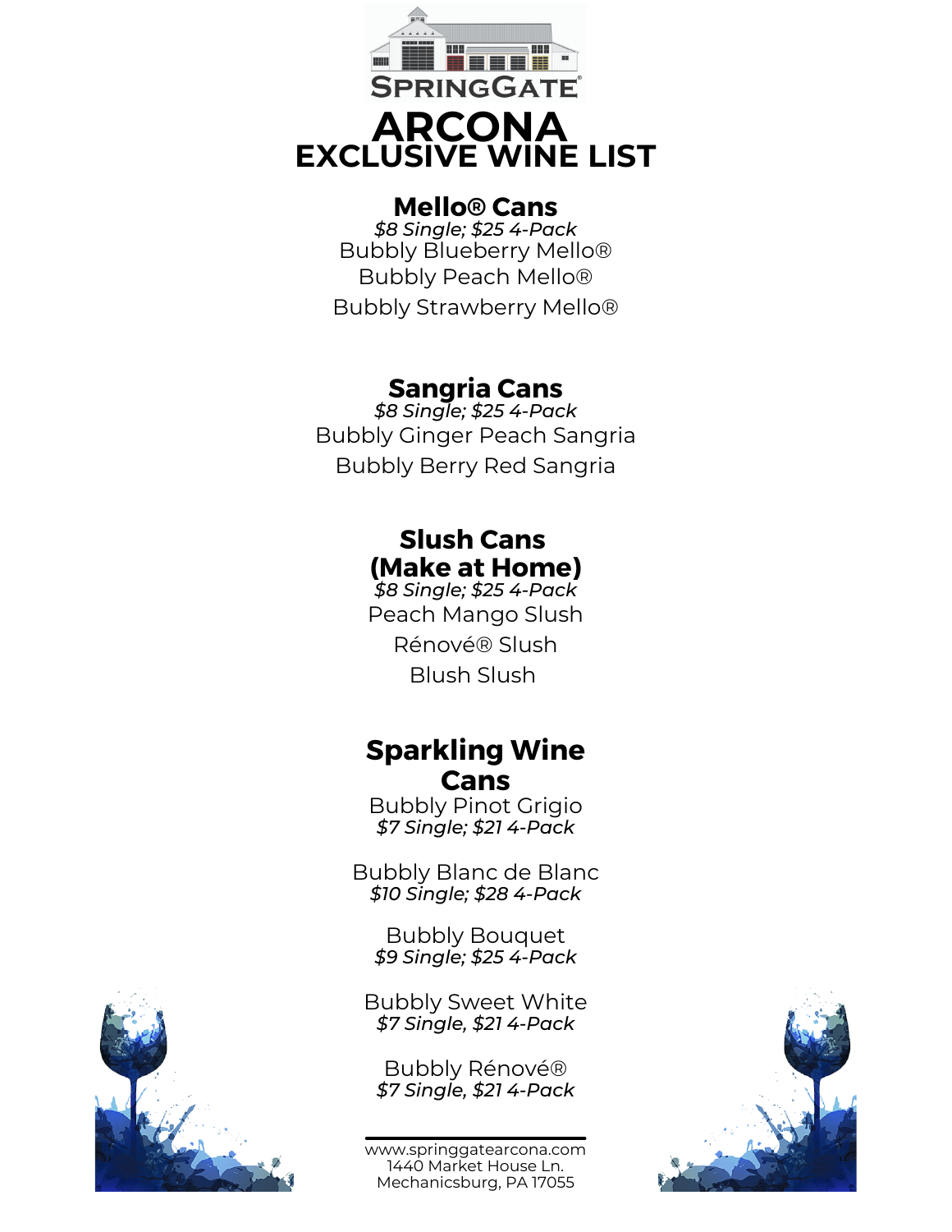SpringGate

# ARCONA
## EXCLUSIVE WINE LIST

### Mello® Cans
*$8 Single; $25 4-Pack*

Bubbly Blueberry Mello®

Bubbly Peach Mello®

Bubbly Strawberry Mello®

### Sangria Cans
*$8 Single; $25 4-Pack*

Bubbly Ginger Peach Sangria

Bubbly Berry Red Sangria

### Slush Cans (Make at Home)
*$8 Single; $25 4-Pack*

Peach Mango Slush

Rénové® Slush

Blush Slush

### Sparkling Wine Cans

Bubbly Pinot Grigio
*$7 Single; $21 4-Pack*

Bubbly Blanc de Blanc
*$10 Single; $28 4-Pack*

Bubbly Bouquet
*$9 Single; $25 4-Pack*

Bubbly Sweet White
*$7 Single, $21 4-Pack*

Bubbly Rénové®
*$7 Single, $21 4-Pack*

---

www.springgatearcona.com
1440 Market House Ln.
Mechanicsburg, PA 17055